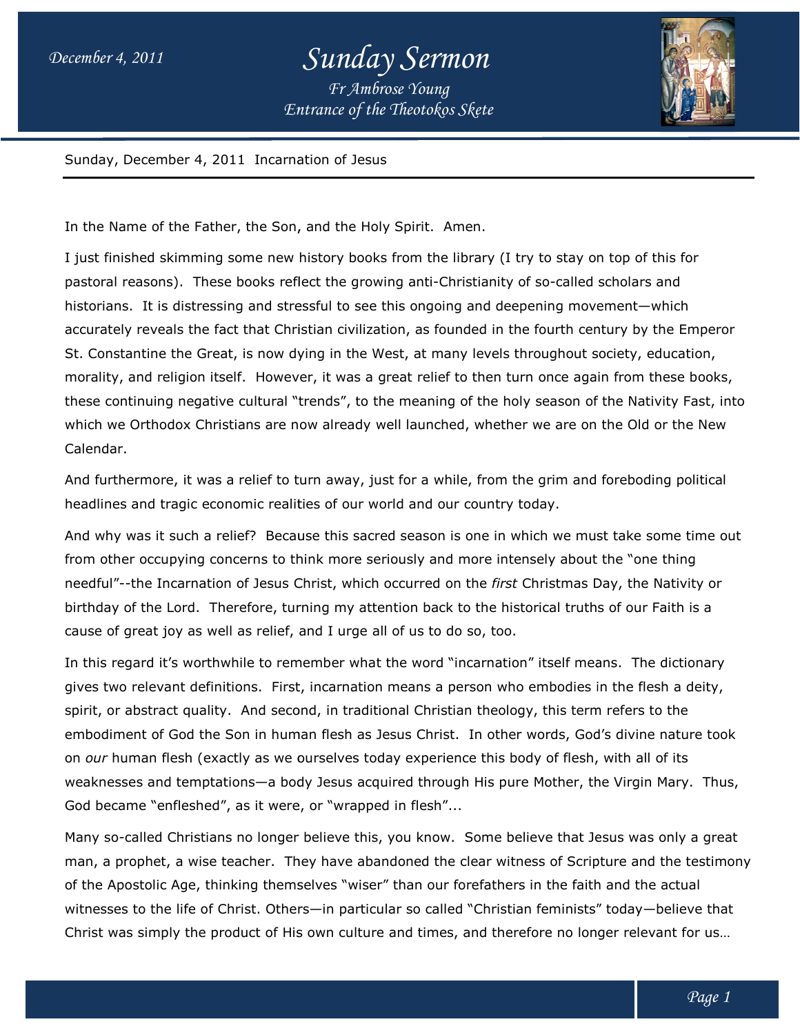Sunday, December 4, 2011 Incarnation of Jesus

In the Name of the Father, the Son, and the Holy Spirit. Amen.

I just finished skimming some new history books from the library (I try to stay on top of this for pastoral reasons). These books reflect the growing anti-Christianity of so-called scholars and historians. It is distressing and stressful to see this ongoing and deepening movement—which accurately reveals the fact that Christian civilization, as founded in the fourth century by the Emperor St. Constantine the Great, is now dying in the West, at many levels throughout society, education, morality, and religion itself. However, it was a great relief to then turn once again from these books, these continuing negative cultural "trends", to the meaning of the holy season of the Nativity Fast, into which we Orthodox Christians are now already well launched, whether we are on the Old or the New Calendar.

And furthermore, it was a relief to turn away, just for a while, from the grim and foreboding political headlines and tragic economic realities of our world and our country today.

And why was it such a relief? Because this sacred season is one in which we must take some time out from other occupying concerns to think more seriously and more intensely about the "one thing needful"--the Incarnation of Jesus Christ, which occurred on the *first* Christmas Day, the Nativity or birthday of the Lord. Therefore, turning my attention back to the historical truths of our Faith is a cause of great joy as well as relief, and I urge all of us to do so, too.

In this regard it's worthwhile to remember what the word "incarnation" itself means. The dictionary gives two relevant definitions. First, incarnation means a person who embodies in the flesh a deity, spirit, or abstract quality. And second, in traditional Christian theology, this term refers to the embodiment of God the Son in human flesh as Jesus Christ. In other words, God's divine nature took on *our* human flesh (exactly as we ourselves today experience this body of flesh, with all of its weaknesses and temptations—a body Jesus acquired through His pure Mother, the Virgin Mary. Thus, God became "enfleshed", as it were, or "wrapped in flesh"...

Many so-called Christians no longer believe this, you know. Some believe that Jesus was only a great man, a prophet, a wise teacher. They have abandoned the clear witness of Scripture and the testimony of the Apostolic Age, thinking themselves "wiser" than our forefathers in the faith and the actual witnesses to the life of Christ. Others—in particular so called "Christian feminists" today—believe that Christ was simply the product of His own culture and times, and therefore no longer relevant for us…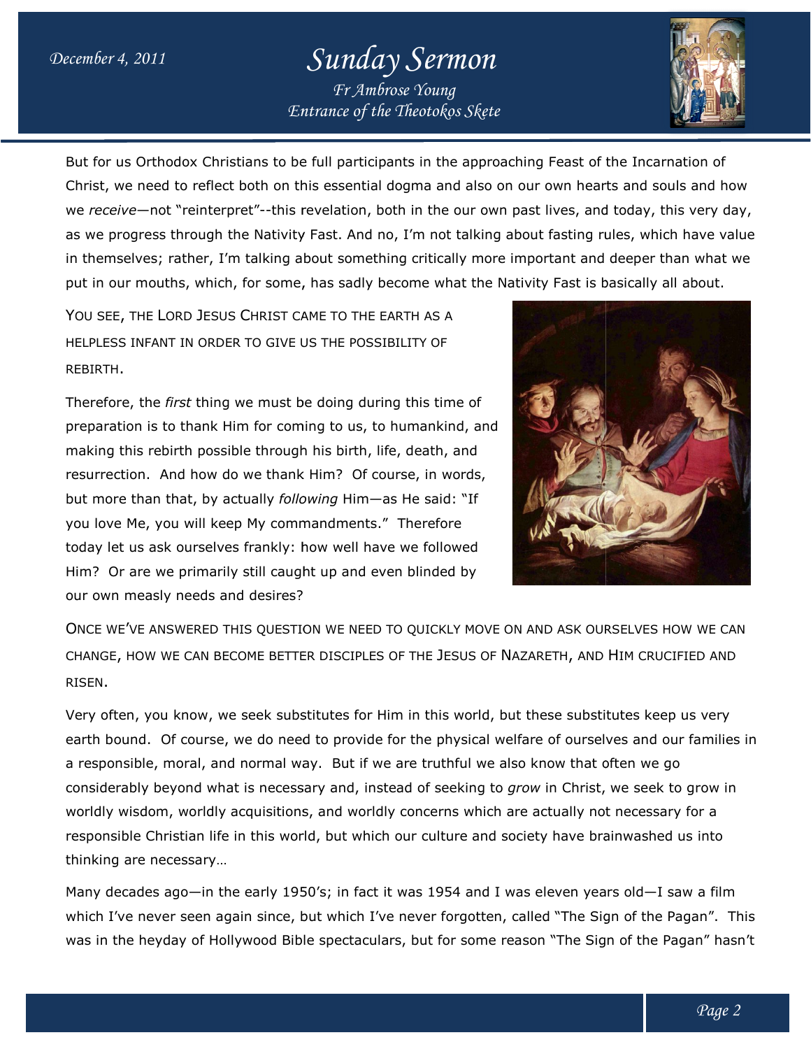But for us Orthodox Christians to be full participants in the approaching Feast of the Incarnation of Christ, we need to reflect both on this essential dogma and also on our own hearts and souls and how we *receive*—not "reinterpret"--this revelation, both in the our own past lives, and today, this very day, as we progress through the Nativity Fast. And no, I'm not talking about fasting rules, which have value in themselves; rather, I'm talking about something critically more important and deeper than what we put in our mouths, which, for some, has sadly become what the Nativity Fast is basically all about.

YOU SEE, THE LORD JESUS CHRIST CAME TO THE EARTH AS A HELPLESS INFANT IN ORDER TO GIVE US THE POSSIBILITY OF REBIRTH.

Therefore, the *first* thing we must be doing during this time of preparation is to thank Him for coming to us, to humankind, and making this rebirth possible through his birth, life, death, and resurrection. And how do we thank Him? Of course, in words, but more than that, by actually *following* Him—as He said: "If you love Me, you will keep My commandments." Therefore today let us ask ourselves frankly: how well have we followed Him? Or are we primarily still caught up and even blinded by our own measly needs and desires?

ONCE WE'VE ANSWERED THIS QUESTION WE NEED TO QUICKLY MOVE ON AND ASK OURSELVES HOW WE CAN CHANGE, HOW WE CAN BECOME BETTER DISCIPLES OF THE JESUS OF NAZARETH, AND HIM CRUCIFIED AND RISEN.

Very often, you know, we seek substitutes for Him in this world, but these substitutes keep us very earth bound. Of course, we do need to provide for the physical welfare of ourselves and our families in a responsible, moral, and normal way. But if we are truthful we also know that often we go considerably beyond what is necessary and, instead of seeking to *grow* in Christ, we seek to grow in worldly wisdom, worldly acquisitions, and worldly concerns which are actually not necessary for a responsible Christian life in this world, but which our culture and society have brainwashed us into thinking are necessary…

Many decades ago—in the early 1950's; in fact it was 1954 and I was eleven years old—I saw a film which I've never seen again since, but which I've never forgotten, called "The Sign of the Pagan". This was in the heyday of Hollywood Bible spectaculars, but for some reason "The Sign of the Pagan" hasn't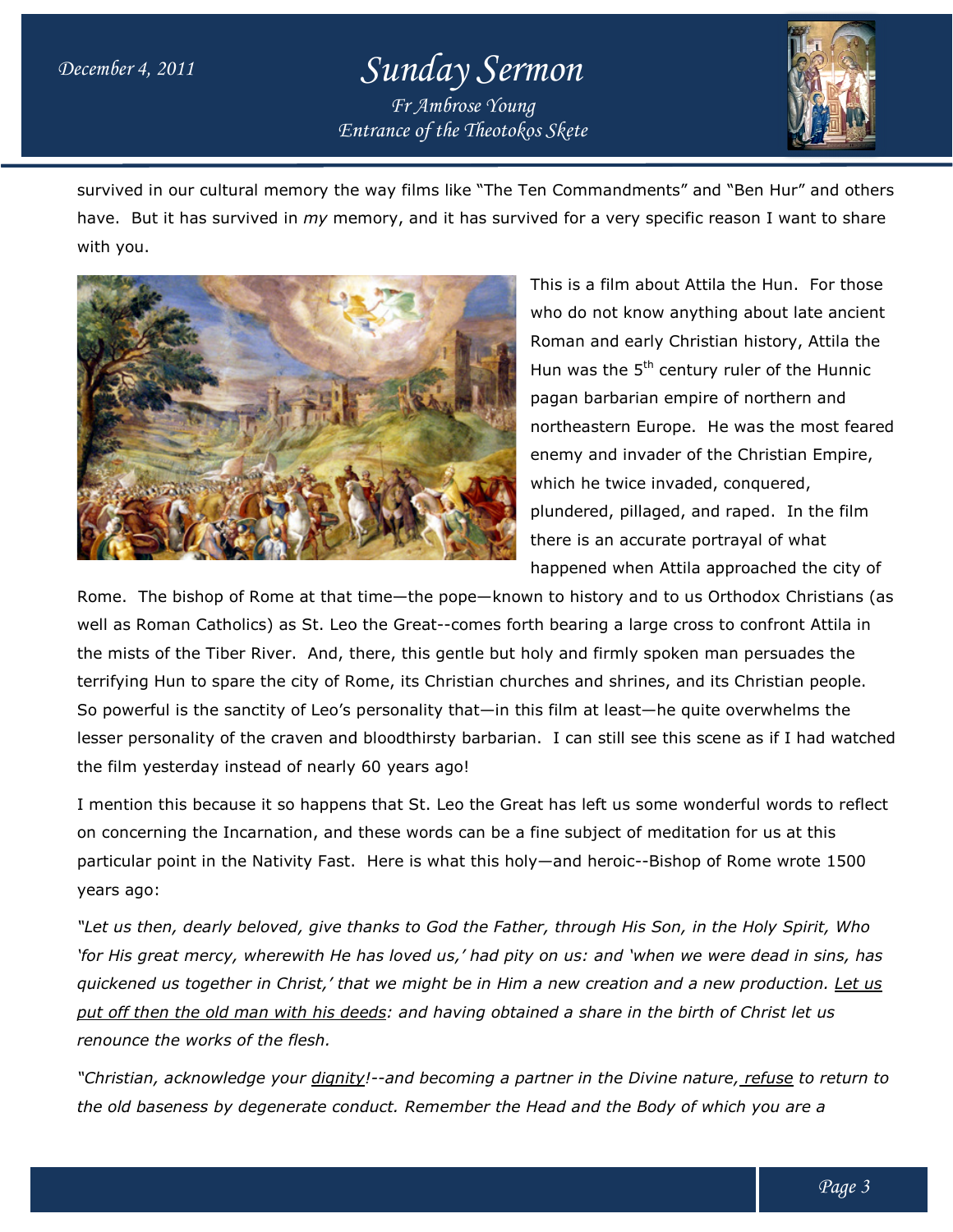survived in our cultural memory the way films like "The Ten Commandments" and "Ben Hur" and others have. But it has survived in *my* memory, and it has survived for a very specific reason I want to share with you.

This is a film about Attila the Hun. For those who do not know anything about late ancient Roman and early Christian history, Attila the Hun was the 5th century ruler of the Hunnic pagan barbarian empire of northern and northeastern Europe. He was the most feared enemy and invader of the Christian Empire, which he twice invaded, conquered, plundered, pillaged, and raped. In the film there is an accurate portrayal of what happened when Attila approached the city of Rome. The bishop of Rome at that time—the pope—known to history and to us Orthodox Christians (as well as Roman Catholics) as St. Leo the Great--comes forth bearing a large cross to confront Attila in the mists of the Tiber River. And, there, this gentle but holy and firmly spoken man persuades the terrifying Hun to spare the city of Rome, its Christian churches and shrines, and its Christian people. So powerful is the sanctity of Leo's personality that—in this film at least—he quite overwhelms the lesser personality of the craven and bloodthirsty barbarian. I can still see this scene as if I had watched the film yesterday instead of nearly 60 years ago!

I mention this because it so happens that St. Leo the Great has left us some wonderful words to reflect on concerning the Incarnation, and these words can be a fine subject of meditation for us at this particular point in the Nativity Fast. Here is what this holy—and heroic--Bishop of Rome wrote 1500 years ago:

*"Let us then, dearly beloved, give thanks to God the Father, through His Son, in the Holy Spirit, Who 'for His great mercy, wherewith He has loved us,' had pity on us: and 'when we were dead in sins, has quickened us together in Christ,' that we might be in Him a new creation and a new production. Let us put off then the old man with his deeds: and having obtained a share in the birth of Christ let us renounce the works of the flesh.*

*"Christian, acknowledge your dignity!--and becoming a partner in the Divine nature, refuse to return to the old baseness by degenerate conduct. Remember the Head and the Body of which you are a*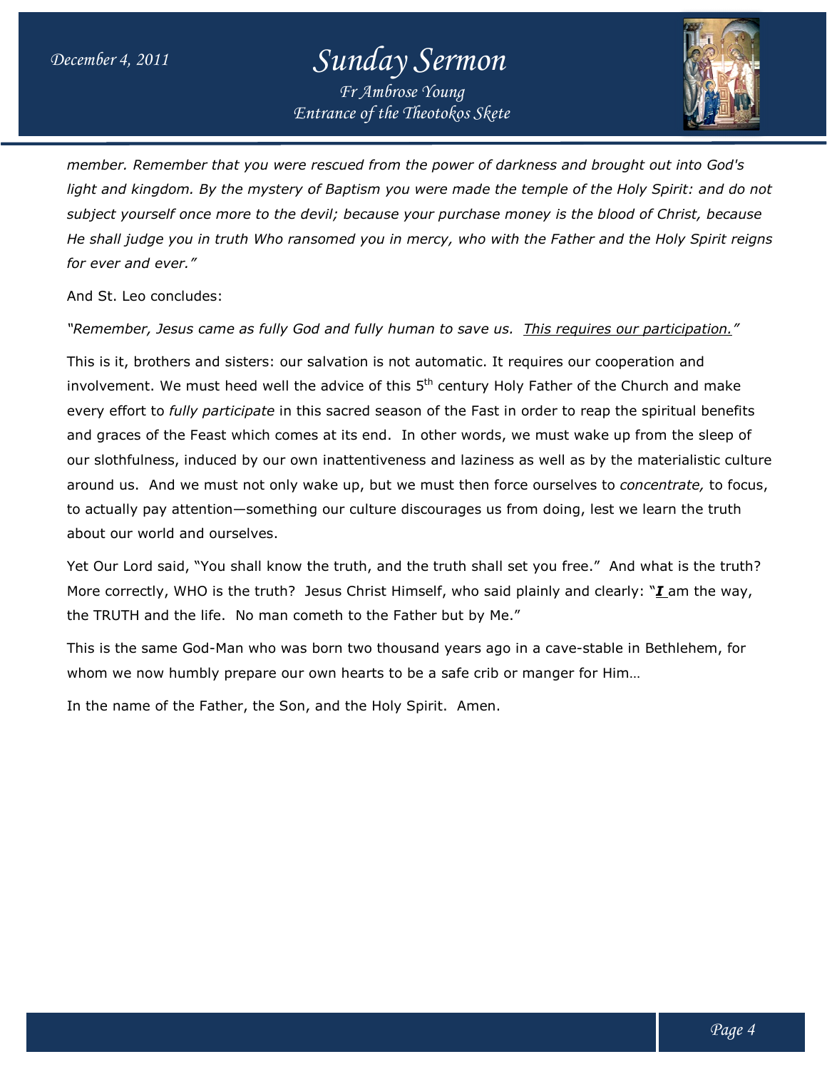*member. Remember that you were rescued from the power of darkness and brought out into God's light and kingdom. By the mystery of Baptism you were made the temple of the Holy Spirit: and do not subject yourself once more to the devil; because your purchase money is the blood of Christ, because He shall judge you in truth Who ransomed you in mercy, who with the Father and the Holy Spirit reigns for ever and ever."*

And St. Leo concludes:

*"Remember, Jesus came as fully God and fully human to save us. <u>This requires our participation.</u>"*

This is it, brothers and sisters: our salvation is not automatic. It requires our cooperation and involvement. We must heed well the advice of this 5th century Holy Father of the Church and make every effort to *fully participate* in this sacred season of the Fast in order to reap the spiritual benefits and graces of the Feast which comes at its end. In other words, we must wake up from the sleep of our slothfulness, induced by our own inattentiveness and laziness as well as by the materialistic culture around us. And we must not only wake up, but we must then force ourselves to *concentrate,* to focus, to actually pay attention—something our culture discourages us from doing, lest we learn the truth about our world and ourselves.

Yet Our Lord said, "You shall know the truth, and the truth shall set you free." And what is the truth? More correctly, WHO is the truth? Jesus Christ Himself, who said plainly and clearly: "***<u>I</u>*** am the way, the TRUTH and the life. No man cometh to the Father but by Me."

This is the same God-Man who was born two thousand years ago in a cave-stable in Bethlehem, for whom we now humbly prepare our own hearts to be a safe crib or manger for Him…

In the name of the Father, the Son, and the Holy Spirit. Amen.